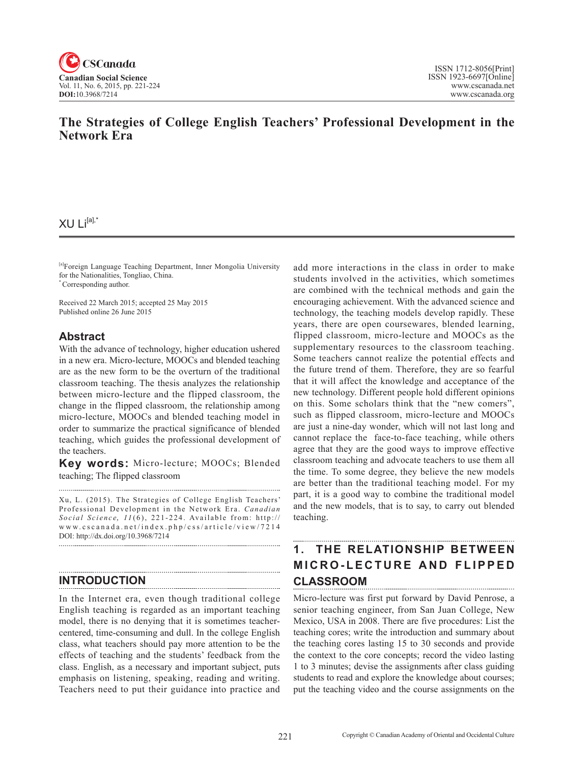# The Strategies of College English Teachers' Professional Development in the Network Era

XU Li[a],*

[a]Foreign Language Teaching Department, Inner Mongolia University for the Nationalities, Tongliao, China.
*Corresponding author.

Received 22 March 2015; accepted 25 May 2015
Published online 26 June 2015

## Abstract

With the advance of technology, higher education ushered in a new era. Micro-lecture, MOOCs and blended teaching are as the new form to be the overturn of the traditional classroom teaching. The thesis analyzes the relationship between micro-lecture and the flipped classroom, the change in the flipped classroom, the relationship among micro-lecture, MOOCs and blended teaching model in order to summarize the practical significance of blended teaching, which guides the professional development of the teachers.

**Key words:** Micro-lecture; MOOCs; Blended teaching; The flipped classroom

Xu, L. (2015). The Strategies of College English Teachers' Professional Development in the Network Era. *Canadian Social Science, 11*(6), 221-224. Available from: http://www.cscanada.net/index.php/css/article/view/7214 DOI: http://dx.doi.org/10.3968/7214

## INTRODUCTION

In the Internet era, even though traditional college English teaching is regarded as an important teaching model, there is no denying that it is sometimes teacher-centered, time-consuming and dull. In the college English class, what teachers should pay more attention to be the effects of teaching and the students' feedback from the class. English, as a necessary and important subject, puts emphasis on listening, speaking, reading and writing. Teachers need to put their guidance into practice and add more interactions in the class in order to make students involved in the activities, which sometimes are combined with the technical methods and gain the encouraging achievement. With the advanced science and technology, the teaching models develop rapidly. These years, there are open coursewares, blended learning, flipped classroom, micro-lecture and MOOCs as the supplementary resources to the classroom teaching. Some teachers cannot realize the potential effects and the future trend of them. Therefore, they are so fearful that it will affect the knowledge and acceptance of the new technology. Different people hold different opinions on this. Some scholars think that the "new comers", such as flipped classroom, micro-lecture and MOOCs are just a nine-day wonder, which will not last long and cannot replace the face-to-face teaching, while others agree that they are the good ways to improve effective classroom teaching and advocate teachers to use them all the time. To some degree, they believe the new models are better than the traditional teaching model. For my part, it is a good way to combine the traditional model and the new models, that is to say, to carry out blended teaching.

## 1. THE RELATIONSHIP BETWEEN MICRO-LECTURE AND FLIPPED CLASSROOM

Micro-lecture was first put forward by David Penrose, a senior teaching engineer, from San Juan College, New Mexico, USA in 2008. There are five procedures: List the teaching cores; write the introduction and summary about the teaching cores lasting 15 to 30 seconds and provide the context to the core concepts; record the video lasting 1 to 3 minutes; devise the assignments after class guiding students to read and explore the knowledge about courses; put the teaching video and the course assignments on the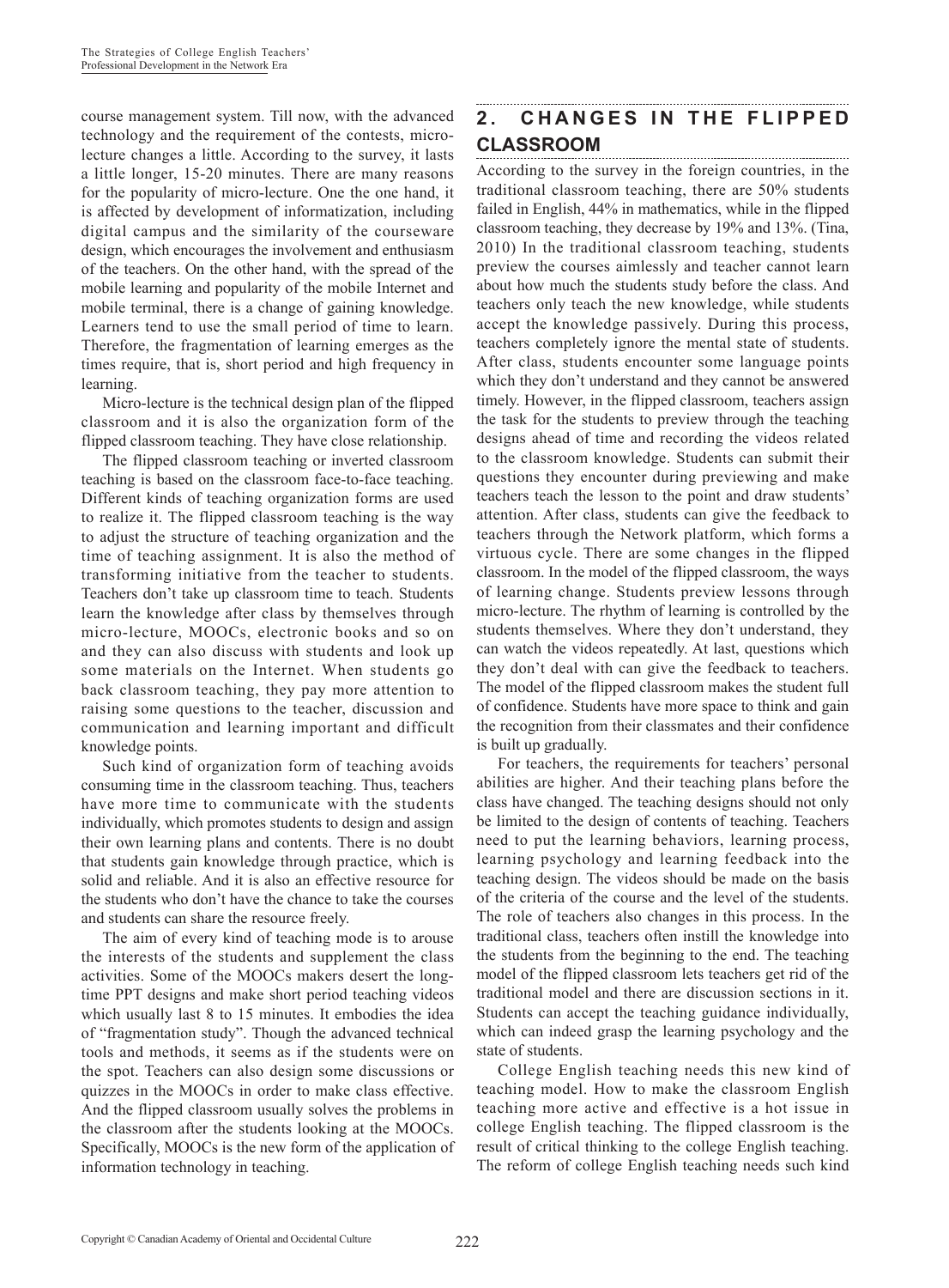course management system. Till now, with the advanced technology and the requirement of the contests, micro-lecture changes a little. According to the survey, it lasts a little longer, 15-20 minutes. There are many reasons for the popularity of micro-lecture. One the one hand, it is affected by development of informatization, including digital campus and the similarity of the courseware design, which encourages the involvement and enthusiasm of the teachers. On the other hand, with the spread of the mobile learning and popularity of the mobile Internet and mobile terminal, there is a change of gaining knowledge. Learners tend to use the small period of time to learn. Therefore, the fragmentation of learning emerges as the times require, that is, short period and high frequency in learning.

Micro-lecture is the technical design plan of the flipped classroom and it is also the organization form of the flipped classroom teaching. They have close relationship.

The flipped classroom teaching or inverted classroom teaching is based on the classroom face-to-face teaching. Different kinds of teaching organization forms are used to realize it. The flipped classroom teaching is the way to adjust the structure of teaching organization and the time of teaching assignment. It is also the method of transforming initiative from the teacher to students. Teachers don't take up classroom time to teach. Students learn the knowledge after class by themselves through micro-lecture, MOOCs, electronic books and so on and they can also discuss with students and look up some materials on the Internet. When students go back classroom teaching, they pay more attention to raising some questions to the teacher, discussion and communication and learning important and difficult knowledge points.

Such kind of organization form of teaching avoids consuming time in the classroom teaching. Thus, teachers have more time to communicate with the students individually, which promotes students to design and assign their own learning plans and contents. There is no doubt that students gain knowledge through practice, which is solid and reliable. And it is also an effective resource for the students who don't have the chance to take the courses and students can share the resource freely.

The aim of every kind of teaching mode is to arouse the interests of the students and supplement the class activities. Some of the MOOCs makers desert the long-time PPT designs and make short period teaching videos which usually last 8 to 15 minutes. It embodies the idea of "fragmentation study". Though the advanced technical tools and methods, it seems as if the students were on the spot. Teachers can also design some discussions or quizzes in the MOOCs in order to make class effective. And the flipped classroom usually solves the problems in the classroom after the students looking at the MOOCs. Specifically, MOOCs is the new form of the application of information technology in teaching.

## 2. CHANGES IN THE FLIPPED CLASSROOM

According to the survey in the foreign countries, in the traditional classroom teaching, there are 50% students failed in English, 44% in mathematics, while in the flipped classroom teaching, they decrease by 19% and 13%. (Tina, 2010) In the traditional classroom teaching, students preview the courses aimlessly and teacher cannot learn about how much the students study before the class. And teachers only teach the new knowledge, while students accept the knowledge passively. During this process, teachers completely ignore the mental state of students. After class, students encounter some language points which they don't understand and they cannot be answered timely. However, in the flipped classroom, teachers assign the task for the students to preview through the teaching designs ahead of time and recording the videos related to the classroom knowledge. Students can submit their questions they encounter during previewing and make teachers teach the lesson to the point and draw students' attention. After class, students can give the feedback to teachers through the Network platform, which forms a virtuous cycle. There are some changes in the flipped classroom. In the model of the flipped classroom, the ways of learning change. Students preview lessons through micro-lecture. The rhythm of learning is controlled by the students themselves. Where they don't understand, they can watch the videos repeatedly. At last, questions which they don't deal with can give the feedback to teachers. The model of the flipped classroom makes the student full of confidence. Students have more space to think and gain the recognition from their classmates and their confidence is built up gradually.

For teachers, the requirements for teachers' personal abilities are higher. And their teaching plans before the class have changed. The teaching designs should not only be limited to the design of contents of teaching. Teachers need to put the learning behaviors, learning process, learning psychology and learning feedback into the teaching design. The videos should be made on the basis of the criteria of the course and the level of the students. The role of teachers also changes in this process. In the traditional class, teachers often instill the knowledge into the students from the beginning to the end. The teaching model of the flipped classroom lets teachers get rid of the traditional model and there are discussion sections in it. Students can accept the teaching guidance individually, which can indeed grasp the learning psychology and the state of students.

College English teaching needs this new kind of teaching model. How to make the classroom English teaching more active and effective is a hot issue in college English teaching. The flipped classroom is the result of critical thinking to the college English teaching. The reform of college English teaching needs such kind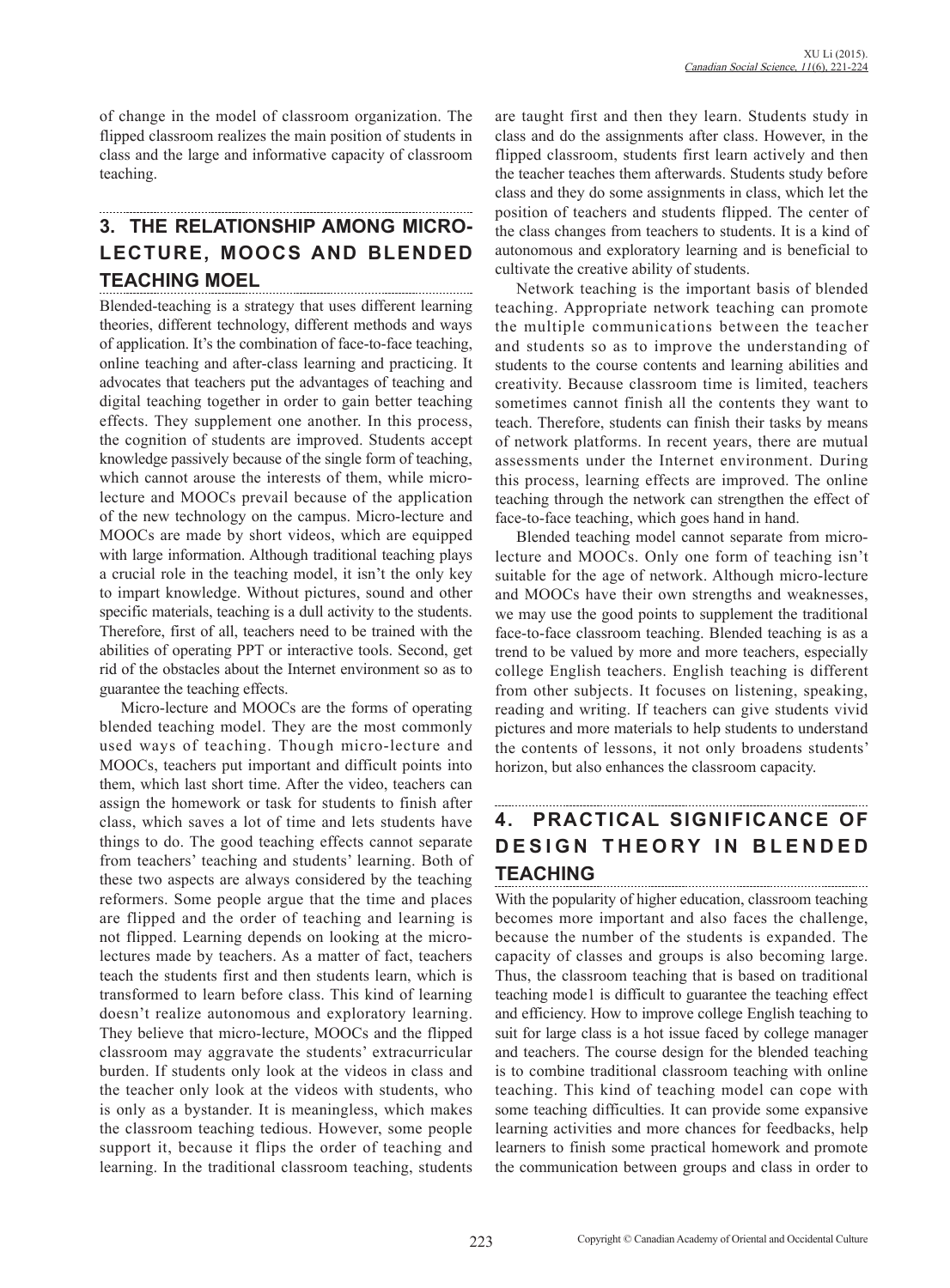of change in the model of classroom organization. The flipped classroom realizes the main position of students in class and the large and informative capacity of classroom teaching.

## 3. THE RELATIONSHIP AMONG MICRO-LECTURE, MOOCS AND BLENDED TEACHING MOEL

Blended-teaching is a strategy that uses different learning theories, different technology, different methods and ways of application. It's the combination of face-to-face teaching, online teaching and after-class learning and practicing. It advocates that teachers put the advantages of teaching and digital teaching together in order to gain better teaching effects. They supplement one another. In this process, the cognition of students are improved. Students accept knowledge passively because of the single form of teaching, which cannot arouse the interests of them, while micro-lecture and MOOCs prevail because of the application of the new technology on the campus. Micro-lecture and MOOCs are made by short videos, which are equipped with large information. Although traditional teaching plays a crucial role in the teaching model, it isn't the only key to impart knowledge. Without pictures, sound and other specific materials, teaching is a dull activity to the students. Therefore, first of all, teachers need to be trained with the abilities of operating PPT or interactive tools. Second, get rid of the obstacles about the Internet environment so as to guarantee the teaching effects.

Micro-lecture and MOOCs are the forms of operating blended teaching model. They are the most commonly used ways of teaching. Though micro-lecture and MOOCs, teachers put important and difficult points into them, which last short time. After the video, teachers can assign the homework or task for students to finish after class, which saves a lot of time and lets students have things to do. The good teaching effects cannot separate from teachers' teaching and students' learning. Both of these two aspects are always considered by the teaching reformers. Some people argue that the time and places are flipped and the order of teaching and learning is not flipped. Learning depends on looking at the micro-lectures made by teachers. As a matter of fact, teachers teach the students first and then students learn, which is transformed to learn before class. This kind of learning doesn't realize autonomous and exploratory learning. They believe that micro-lecture, MOOCs and the flipped classroom may aggravate the students' extracurricular burden. If students only look at the videos in class and the teacher only look at the videos with students, who is only as a bystander. It is meaningless, which makes the classroom teaching tedious. However, some people support it, because it flips the order of teaching and learning. In the traditional classroom teaching, students are taught first and then they learn. Students study in class and do the assignments after class. However, in the flipped classroom, students first learn actively and then the teacher teaches them afterwards. Students study before class and they do some assignments in class, which let the position of teachers and students flipped. The center of the class changes from teachers to students. It is a kind of autonomous and exploratory learning and is beneficial to cultivate the creative ability of students.

Network teaching is the important basis of blended teaching. Appropriate network teaching can promote the multiple communications between the teacher and students so as to improve the understanding of students to the course contents and learning abilities and creativity. Because classroom time is limited, teachers sometimes cannot finish all the contents they want to teach. Therefore, students can finish their tasks by means of network platforms. In recent years, there are mutual assessments under the Internet environment. During this process, learning effects are improved. The online teaching through the network can strengthen the effect of face-to-face teaching, which goes hand in hand.

Blended teaching model cannot separate from micro-lecture and MOOCs. Only one form of teaching isn't suitable for the age of network. Although micro-lecture and MOOCs have their own strengths and weaknesses, we may use the good points to supplement the traditional face-to-face classroom teaching. Blended teaching is as a trend to be valued by more and more teachers, especially college English teachers. English teaching is different from other subjects. It focuses on listening, speaking, reading and writing. If teachers can give students vivid pictures and more materials to help students to understand the contents of lessons, it not only broadens students' horizon, but also enhances the classroom capacity.

## 4. PRACTICAL SIGNIFICANCE OF DESIGN THEORY IN BLENDED TEACHING

With the popularity of higher education, classroom teaching becomes more important and also faces the challenge, because the number of the students is expanded. The capacity of classes and groups is also becoming large. Thus, the classroom teaching that is based on traditional teaching mode1 is difficult to guarantee the teaching effect and efficiency. How to improve college English teaching to suit for large class is a hot issue faced by college manager and teachers. The course design for the blended teaching is to combine traditional classroom teaching with online teaching. This kind of teaching model can cope with some teaching difficulties. It can provide some expansive learning activities and more chances for feedbacks, help learners to finish some practical homework and promote the communication between groups and class in order to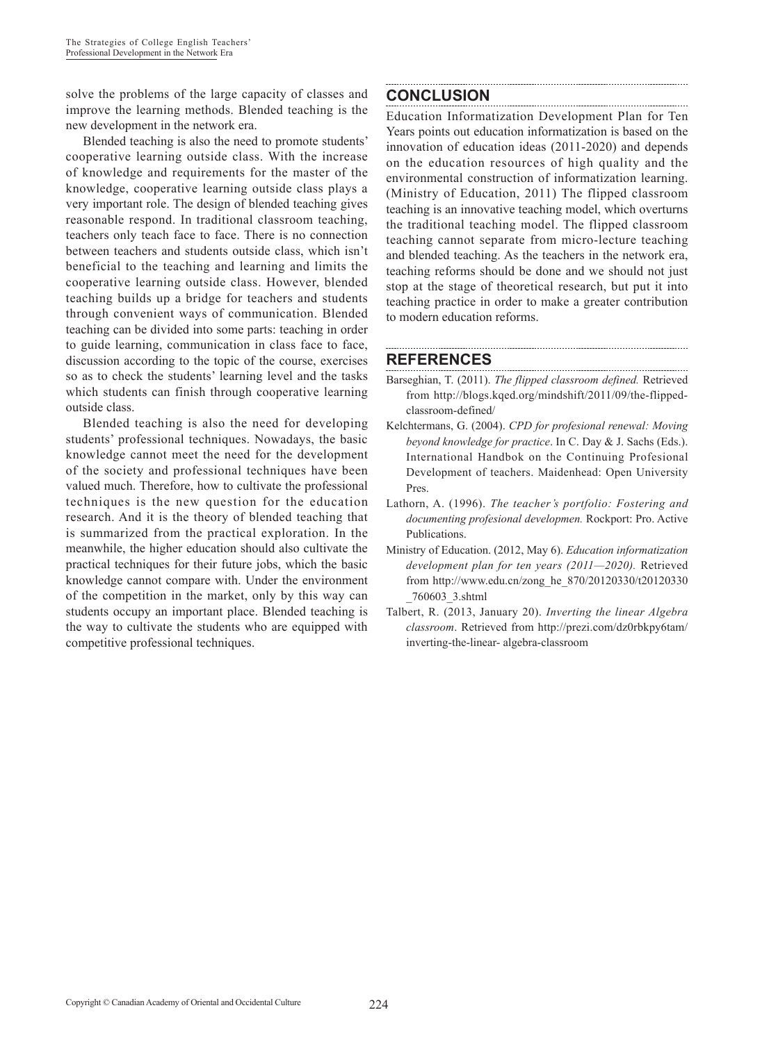solve the problems of the large capacity of classes and improve the learning methods. Blended teaching is the new development in the network era.

Blended teaching is also the need to promote students' cooperative learning outside class. With the increase of knowledge and requirements for the master of the knowledge, cooperative learning outside class plays a very important role. The design of blended teaching gives reasonable respond. In traditional classroom teaching, teachers only teach face to face. There is no connection between teachers and students outside class, which isn't beneficial to the teaching and learning and limits the cooperative learning outside class. However, blended teaching builds up a bridge for teachers and students through convenient ways of communication. Blended teaching can be divided into some parts: teaching in order to guide learning, communication in class face to face, discussion according to the topic of the course, exercises so as to check the students' learning level and the tasks which students can finish through cooperative learning outside class.

Blended teaching is also the need for developing students' professional techniques. Nowadays, the basic knowledge cannot meet the need for the development of the society and professional techniques have been valued much. Therefore, how to cultivate the professional techniques is the new question for the education research. And it is the theory of blended teaching that is summarized from the practical exploration. In the meanwhile, the higher education should also cultivate the practical techniques for their future jobs, which the basic knowledge cannot compare with. Under the environment of the competition in the market, only by this way can students occupy an important place. Blended teaching is the way to cultivate the students who are equipped with competitive professional techniques.

## CONCLUSION

Education Informatization Development Plan for Ten Years points out education informatization is based on the innovation of education ideas (2011-2020) and depends on the education resources of high quality and the environmental construction of informatization learning. (Ministry of Education, 2011) The flipped classroom teaching is an innovative teaching model, which overturns the traditional teaching model. The flipped classroom teaching cannot separate from micro-lecture teaching and blended teaching. As the teachers in the network era, teaching reforms should be done and we should not just stop at the stage of theoretical research, but put it into teaching practice in order to make a greater contribution to modern education reforms.

## REFERENCES

Barseghian, T. (2011). *The flipped classroom defined.* Retrieved from http://blogs.kqed.org/mindshift/2011/09/the-flipped-classroom-defined/

Kelchtermans, G. (2004). *CPD for profesional renewal: Moving beyond knowledge for practice*. In C. Day & J. Sachs (Eds.). International Handbok on the Continuing Profesional Development of teachers. Maidenhead: Open University Pres.

Lathorn, A. (1996). *The teacher's portfolio: Fostering and documenting profesional developmen.* Rockport: Pro. Active Publications.

Ministry of Education. (2012, May 6). *Education informatization development plan for ten years (2011—2020).* Retrieved from http://www.edu.cn/zong_he_870/20120330/t20120330_760603_3.shtml

Talbert, R. (2013, January 20). *Inverting the linear Algebra classroom*. Retrieved from http://prezi.com/dz0rbkpy6tam/inverting-the-linear- algebra-classroom